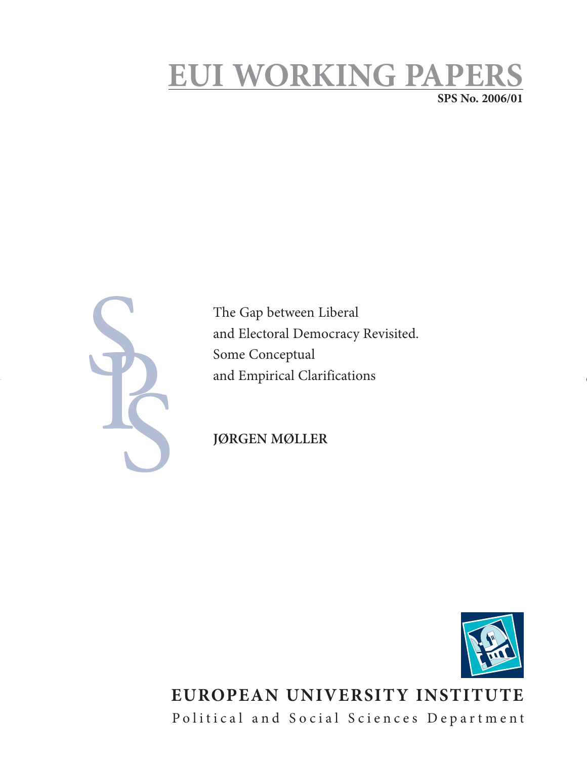# EUI WORKING PAPERS

**SPS No. 2006/01**

The Gap between Liberal and Electoral Democracy Revisited. Some Conceptual and Empirical Clarifications

**JØRGEN MØLLER**

**EUROPEAN UNIVERSITY INSTITUTE**

Political and Social Sciences Department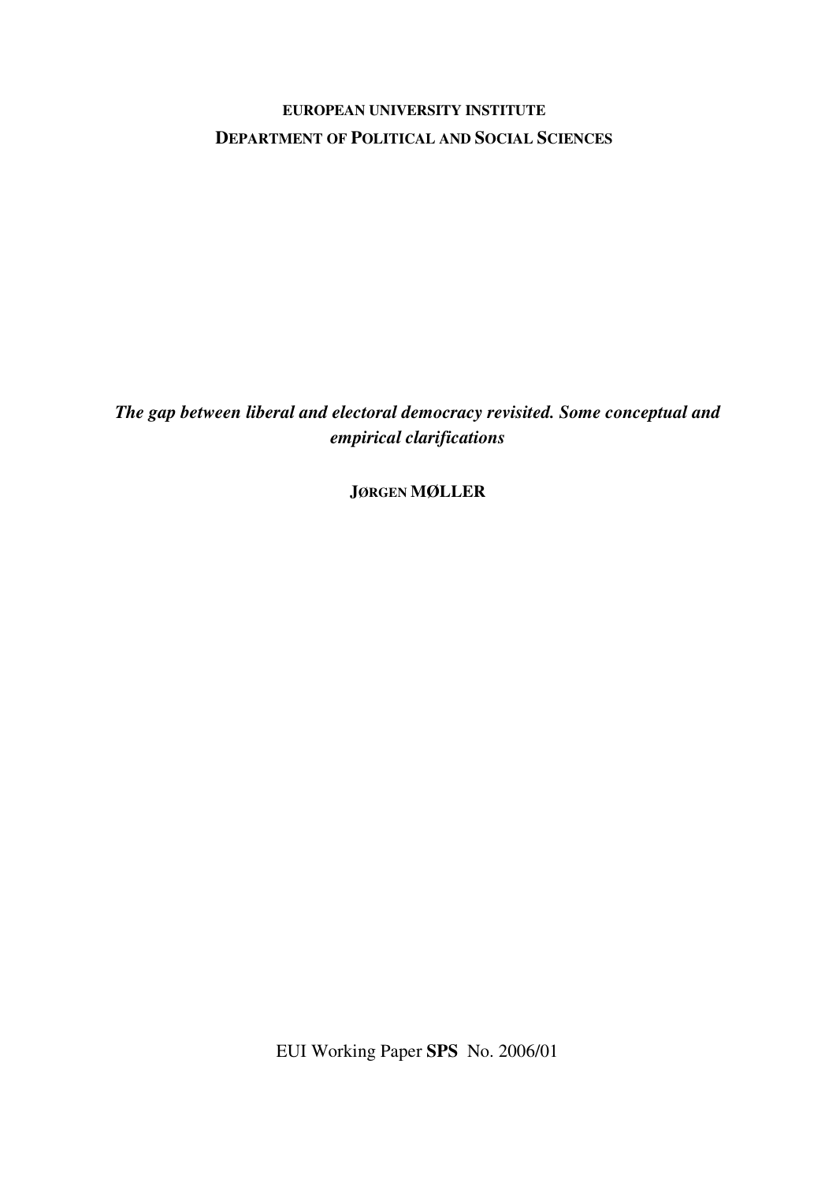**EUROPEAN UNIVERSITY INSTITUTE**
**DEPARTMENT OF POLITICAL AND SOCIAL SCIENCES**

***The gap between liberal and electoral democracy revisited. Some conceptual and empirical clarifications***

**JØRGEN MØLLER**

EUI Working Paper **SPS** No. 2006/01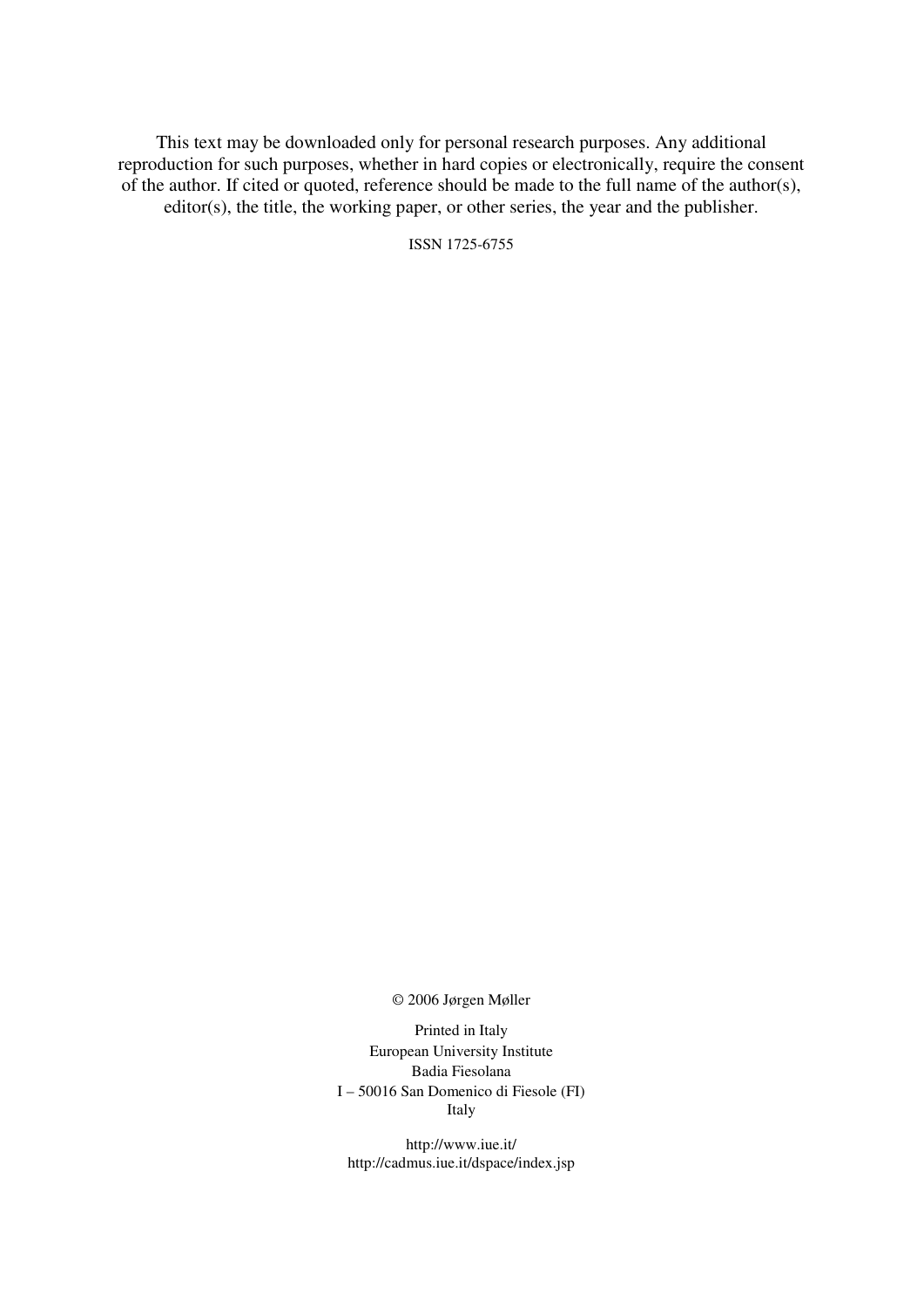This text may be downloaded only for personal research purposes. Any additional reproduction for such purposes, whether in hard copies or electronically, require the consent of the author. If cited or quoted, reference should be made to the full name of the author(s), editor(s), the title, the working paper, or other series, the year and the publisher.

ISSN 1725-6755

© 2006 Jørgen Møller

Printed in Italy
European University Institute
Badia Fiesolana
I – 50016 San Domenico di Fiesole (FI)
Italy

http://www.iue.it/
http://cadmus.iue.it/dspace/index.jsp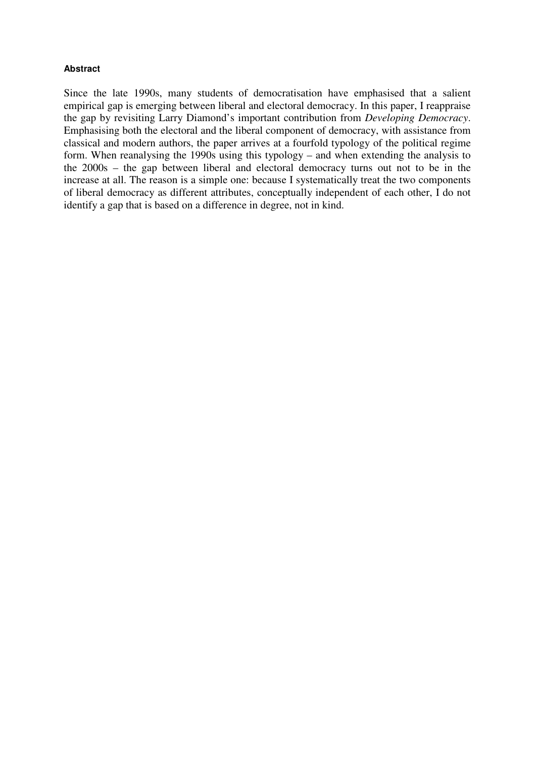**Abstract**

Since the late 1990s, many students of democratisation have emphasised that a salient empirical gap is emerging between liberal and electoral democracy. In this paper, I reappraise the gap by revisiting Larry Diamond's important contribution from *Developing Democracy*. Emphasising both the electoral and the liberal component of democracy, with assistance from classical and modern authors, the paper arrives at a fourfold typology of the political regime form. When reanalysing the 1990s using this typology – and when extending the analysis to the 2000s – the gap between liberal and electoral democracy turns out not to be in the increase at all. The reason is a simple one: because I systematically treat the two components of liberal democracy as different attributes, conceptually independent of each other, I do not identify a gap that is based on a difference in degree, not in kind.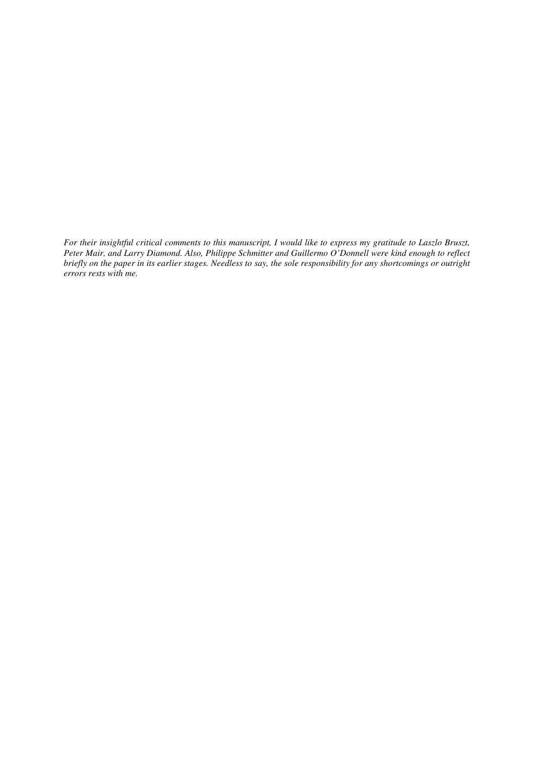*For their insightful critical comments to this manuscript, I would like to express my gratitude to Laszlo Bruszt, Peter Mair, and Larry Diamond. Also, Philippe Schmitter and Guillermo O'Donnell were kind enough to reflect briefly on the paper in its earlier stages. Needless to say, the sole responsibility for any shortcomings or outright errors rests with me.*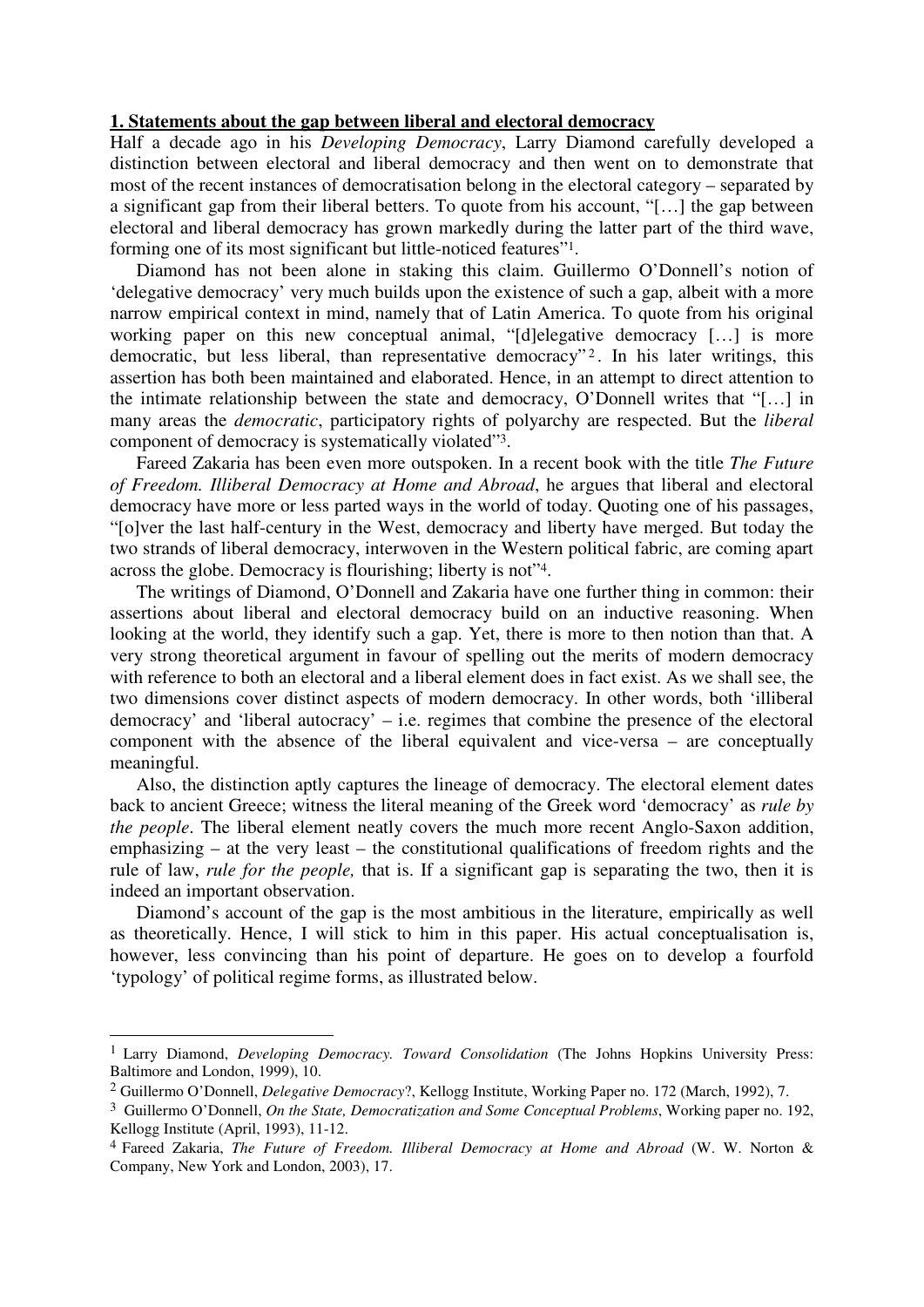## 1. Statements about the gap between liberal and electoral democracy

Half a decade ago in his *Developing Democracy*, Larry Diamond carefully developed a distinction between electoral and liberal democracy and then went on to demonstrate that most of the recent instances of democratisation belong in the electoral category – separated by a significant gap from their liberal betters. To quote from his account, "[…] the gap between electoral and liberal democracy has grown markedly during the latter part of the third wave, forming one of its most significant but little-noticed features"[1].

Diamond has not been alone in staking this claim. Guillermo O'Donnell's notion of 'delegative democracy' very much builds upon the existence of such a gap, albeit with a more narrow empirical context in mind, namely that of Latin America. To quote from his original working paper on this new conceptual animal, "[d]elegative democracy […] is more democratic, but less liberal, than representative democracy"[2]. In his later writings, this assertion has both been maintained and elaborated. Hence, in an attempt to direct attention to the intimate relationship between the state and democracy, O'Donnell writes that "[…] in many areas the *democratic*, participatory rights of polyarchy are respected. But the *liberal* component of democracy is systematically violated"[3].

Fareed Zakaria has been even more outspoken. In a recent book with the title *The Future of Freedom. Illiberal Democracy at Home and Abroad*, he argues that liberal and electoral democracy have more or less parted ways in the world of today. Quoting one of his passages, "[o]ver the last half-century in the West, democracy and liberty have merged. But today the two strands of liberal democracy, interwoven in the Western political fabric, are coming apart across the globe. Democracy is flourishing; liberty is not"[4].

The writings of Diamond, O'Donnell and Zakaria have one further thing in common: their assertions about liberal and electoral democracy build on an inductive reasoning. When looking at the world, they identify such a gap. Yet, there is more to then notion than that. A very strong theoretical argument in favour of spelling out the merits of modern democracy with reference to both an electoral and a liberal element does in fact exist. As we shall see, the two dimensions cover distinct aspects of modern democracy. In other words, both 'illiberal democracy' and 'liberal autocracy' – i.e. regimes that combine the presence of the electoral component with the absence of the liberal equivalent and vice-versa – are conceptually meaningful.

Also, the distinction aptly captures the lineage of democracy. The electoral element dates back to ancient Greece; witness the literal meaning of the Greek word 'democracy' as *rule by the people*. The liberal element neatly covers the much more recent Anglo-Saxon addition, emphasizing – at the very least – the constitutional qualifications of freedom rights and the rule of law, *rule for the people,* that is. If a significant gap is separating the two, then it is indeed an important observation.

Diamond's account of the gap is the most ambitious in the literature, empirically as well as theoretically. Hence, I will stick to him in this paper. His actual conceptualisation is, however, less convincing than his point of departure. He goes on to develop a fourfold 'typology' of political regime forms, as illustrated below.

---

[1] Larry Diamond, *Developing Democracy. Toward Consolidation* (The Johns Hopkins University Press: Baltimore and London, 1999), 10.

[2] Guillermo O'Donnell, *Delegative Democracy*?, Kellogg Institute, Working Paper no. 172 (March, 1992), 7.

[3] Guillermo O'Donnell, *On the State, Democratization and Some Conceptual Problems*, Working paper no. 192, Kellogg Institute (April, 1993), 11-12.

[4] Fareed Zakaria, *The Future of Freedom. Illiberal Democracy at Home and Abroad* (W. W. Norton & Company, New York and London, 2003), 17.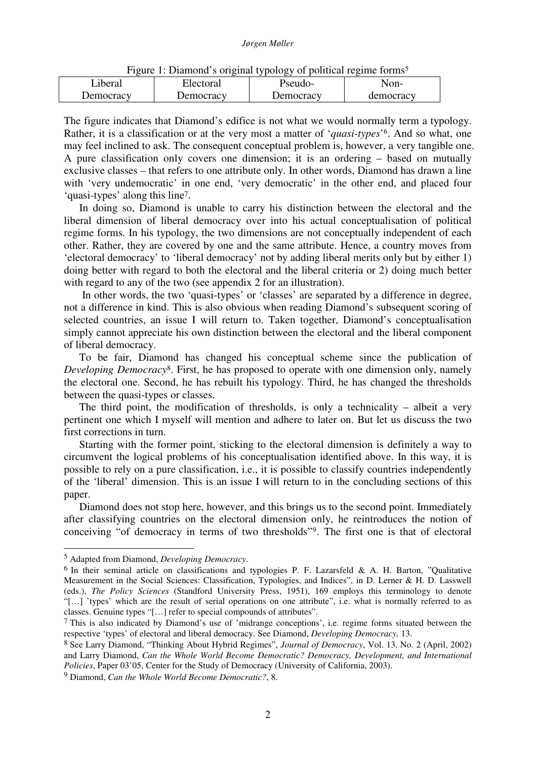Figure 1: Diamond's original typology of political regime forms[5]

| Liberal Democracy | Electoral Democracy | Pseudo-Democracy | Non-democracy |
|---|---|---|---|

The figure indicates that Diamond's edifice is not what we would normally term a typology. Rather, it is a classification or at the very most a matter of '*quasi-types*'[6]. And so what, one may feel inclined to ask. The consequent conceptual problem is, however, a very tangible one. A pure classification only covers one dimension; it is an ordering – based on mutually exclusive classes – that refers to one attribute only. In other words, Diamond has drawn a line with 'very undemocratic' in one end, 'very democratic' in the other end, and placed four 'quasi-types' along this line[7].

In doing so, Diamond is unable to carry his distinction between the electoral and the liberal dimension of liberal democracy over into his actual conceptualisation of political regime forms. In his typology, the two dimensions are not conceptually independent of each other. Rather, they are covered by one and the same attribute. Hence, a country moves from 'electoral democracy' to 'liberal democracy' not by adding liberal merits only but by either 1) doing better with regard to both the electoral and the liberal criteria or 2) doing much better with regard to any of the two (see appendix 2 for an illustration).

In other words, the two 'quasi-types' or 'classes' are separated by a difference in degree, not a difference in kind. This is also obvious when reading Diamond's subsequent scoring of selected countries, an issue I will return to. Taken together, Diamond's conceptualisation simply cannot appreciate his own distinction between the electoral and the liberal component of liberal democracy.

To be fair, Diamond has changed his conceptual scheme since the publication of *Developing Democracy*[8]. First, he has proposed to operate with one dimension only, namely the electoral one. Second, he has rebuilt his typology. Third, he has changed the thresholds between the quasi-types or classes.

The third point, the modification of thresholds, is only a technicality – albeit a very pertinent one which I myself will mention and adhere to later on. But let us discuss the two first corrections in turn.

Starting with the former point, sticking to the electoral dimension is definitely a way to circumvent the logical problems of his conceptualisation identified above. In this way, it is possible to rely on a pure classification, i.e., it is possible to classify countries independently of the 'liberal' dimension. This is an issue I will return to in the concluding sections of this paper.

Diamond does not stop here, however, and this brings us to the second point. Immediately after classifying countries on the electoral dimension only, he reintroduces the notion of conceiving "of democracy in terms of two thresholds"[9]. The first one is that of electoral

---

[5] Adapted from Diamond, *Developing Democracy*.

[6] In their seminal article on classifications and typologies P. F. Lazarsfeld & A. H. Barton, "Qualitative Measurement in the Social Sciences: Classification, Typologies, and Indices", in D. Lerner & H. D. Lasswell (eds.), *The Policy Sciences* (Standford University Press, 1951), 169 employs this terminology to denote "[…] 'types' which are the result of serial operations on one attribute", i.e. what is normally referred to as classes. Genuine types "[…] refer to special compounds of attributes".

[7] This is also indicated by Diamond's use of 'midrange conceptions', i.e. regime forms situated between the respective 'types' of electoral and liberal democracy. See Diamond, *Developing Democracy,* 13.

[8] See Larry Diamond, "Thinking About Hybrid Regimes", *Journal of Democracy*, Vol. 13, No. 2 (April, 2002) and Larry Diamond, *Can the Whole World Become Democratic? Democracy, Development, and International Policies*, Paper 03'05, Center for the Study of Democracy (University of California, 2003).

[9] Diamond, *Can the Whole World Become Democratic?*, 8.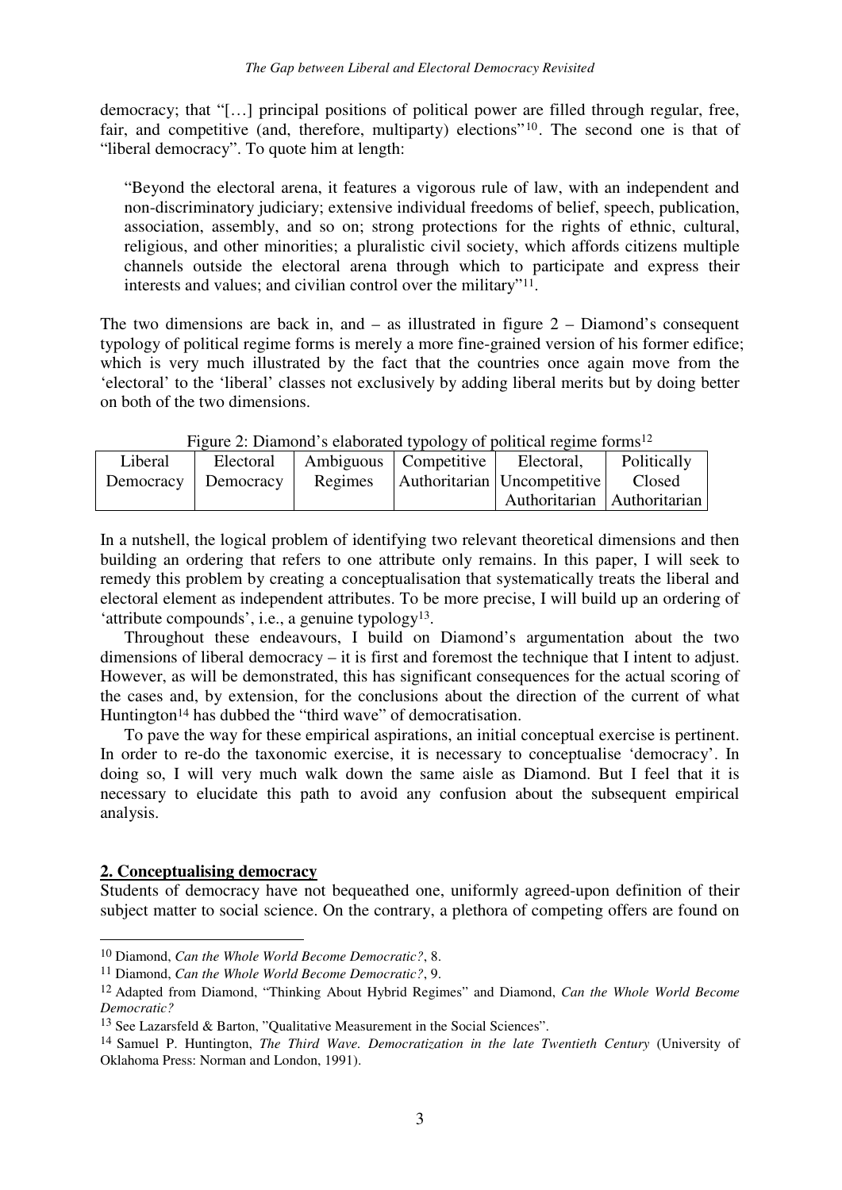democracy; that "[…] principal positions of political power are filled through regular, free, fair, and competitive (and, therefore, multiparty) elections"[10]. The second one is that of "liberal democracy". To quote him at length:

> "Beyond the electoral arena, it features a vigorous rule of law, with an independent and non-discriminatory judiciary; extensive individual freedoms of belief, speech, publication, association, assembly, and so on; strong protections for the rights of ethnic, cultural, religious, and other minorities; a pluralistic civil society, which affords citizens multiple channels outside the electoral arena through which to participate and express their interests and values; and civilian control over the military"[11].

The two dimensions are back in, and – as illustrated in figure 2 – Diamond's consequent typology of political regime forms is merely a more fine-grained version of his former edifice; which is very much illustrated by the fact that the countries once again move from the 'electoral' to the 'liberal' classes not exclusively by adding liberal merits but by doing better on both of the two dimensions.

Figure 2: Diamond's elaborated typology of political regime forms[12]

| Liberal Democracy | Electoral Democracy | Ambiguous Regimes | Competitive Authoritarian | Electoral, Uncompetitive Authoritarian | Politically Closed Authoritarian |
|---|---|---|---|---|---|

In a nutshell, the logical problem of identifying two relevant theoretical dimensions and then building an ordering that refers to one attribute only remains. In this paper, I will seek to remedy this problem by creating a conceptualisation that systematically treats the liberal and electoral element as independent attributes. To be more precise, I will build up an ordering of 'attribute compounds', i.e., a genuine typology[13].

Throughout these endeavours, I build on Diamond's argumentation about the two dimensions of liberal democracy – it is first and foremost the technique that I intent to adjust. However, as will be demonstrated, this has significant consequences for the actual scoring of the cases and, by extension, for the conclusions about the direction of the current of what Huntington[14] has dubbed the "third wave" of democratisation.

To pave the way for these empirical aspirations, an initial conceptual exercise is pertinent. In order to re-do the taxonomic exercise, it is necessary to conceptualise 'democracy'. In doing so, I will very much walk down the same aisle as Diamond. But I feel that it is necessary to elucidate this path to avoid any confusion about the subsequent empirical analysis.

## 2. Conceptualising democracy

Students of democracy have not bequeathed one, uniformly agreed-upon definition of their subject matter to social science. On the contrary, a plethora of competing offers are found on

---

[10] Diamond, *Can the Whole World Become Democratic?*, 8.

[11] Diamond, *Can the Whole World Become Democratic?*, 9.

[12] Adapted from Diamond, "Thinking About Hybrid Regimes" and Diamond, *Can the Whole World Become Democratic?*

[13] See Lazarsfeld & Barton, "Qualitative Measurement in the Social Sciences".

[14] Samuel P. Huntington, *The Third Wave. Democratization in the late Twentieth Century* (University of Oklahoma Press: Norman and London, 1991).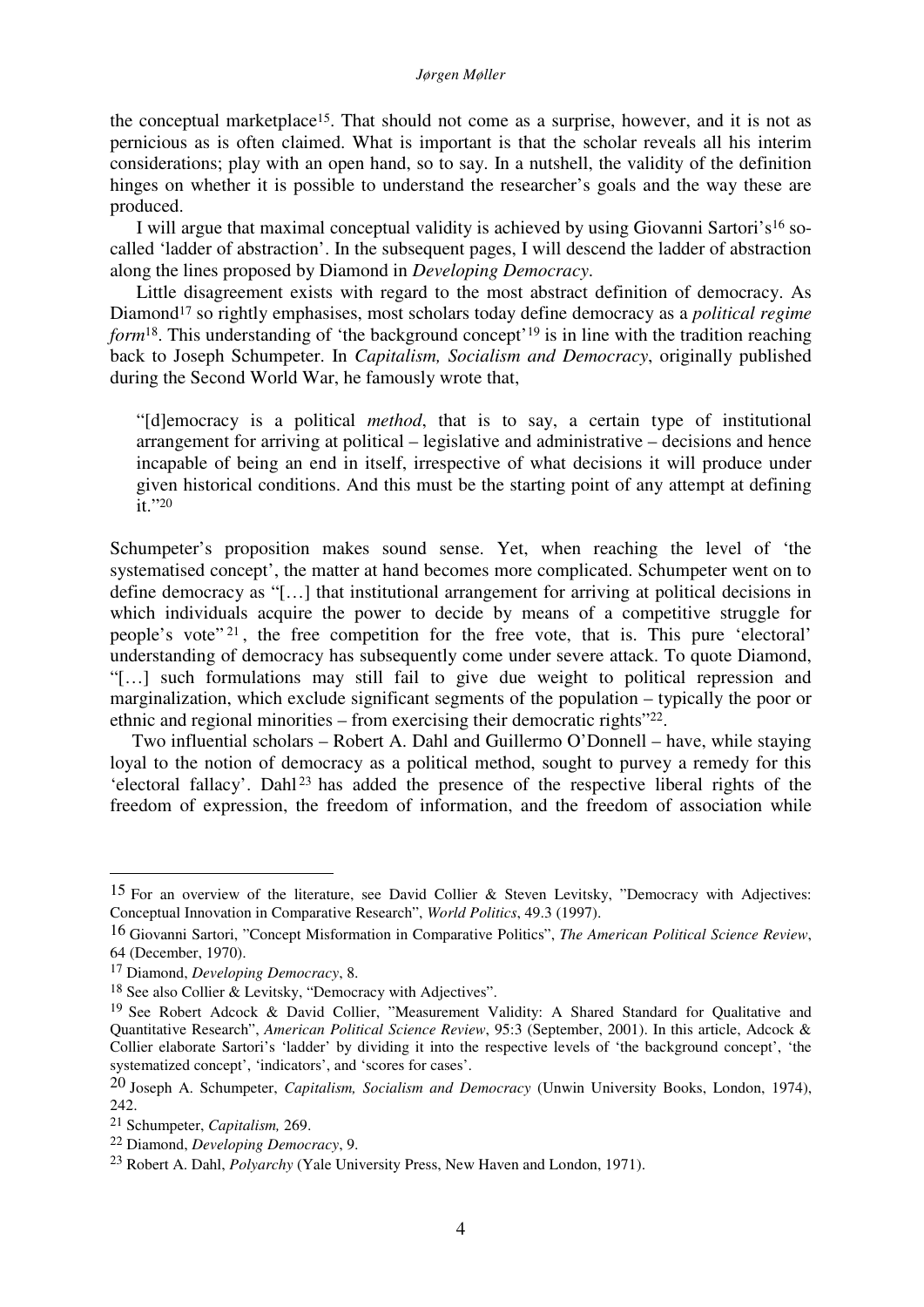the conceptual marketplace[15]. That should not come as a surprise, however, and it is not as pernicious as is often claimed. What is important is that the scholar reveals all his interim considerations; play with an open hand, so to say. In a nutshell, the validity of the definition hinges on whether it is possible to understand the researcher's goals and the way these are produced.

I will argue that maximal conceptual validity is achieved by using Giovanni Sartori's[16] so-called 'ladder of abstraction'. In the subsequent pages, I will descend the ladder of abstraction along the lines proposed by Diamond in *Developing Democracy*.

Little disagreement exists with regard to the most abstract definition of democracy. As Diamond[17] so rightly emphasises, most scholars today define democracy as a *political regime form*[18]. This understanding of 'the background concept'[19] is in line with the tradition reaching back to Joseph Schumpeter. In *Capitalism, Socialism and Democracy*, originally published during the Second World War, he famously wrote that,

> "[d]emocracy is a political *method*, that is to say, a certain type of institutional arrangement for arriving at political – legislative and administrative – decisions and hence incapable of being an end in itself, irrespective of what decisions it will produce under given historical conditions. And this must be the starting point of any attempt at defining it."[20]

Schumpeter's proposition makes sound sense. Yet, when reaching the level of 'the systematised concept', the matter at hand becomes more complicated. Schumpeter went on to define democracy as "[…] that institutional arrangement for arriving at political decisions in which individuals acquire the power to decide by means of a competitive struggle for people's vote"[21], the free competition for the free vote, that is. This pure 'electoral' understanding of democracy has subsequently come under severe attack. To quote Diamond, "[…] such formulations may still fail to give due weight to political repression and marginalization, which exclude significant segments of the population – typically the poor or ethnic and regional minorities – from exercising their democratic rights"[22].

Two influential scholars – Robert A. Dahl and Guillermo O'Donnell – have, while staying loyal to the notion of democracy as a political method, sought to purvey a remedy for this 'electoral fallacy'. Dahl[23] has added the presence of the respective liberal rights of the freedom of expression, the freedom of information, and the freedom of association while

---

[15] For an overview of the literature, see David Collier & Steven Levitsky, "Democracy with Adjectives: Conceptual Innovation in Comparative Research", *World Politics*, 49.3 (1997).

[16] Giovanni Sartori, "Concept Misformation in Comparative Politics", *The American Political Science Review*, 64 (December, 1970).

[17] Diamond, *Developing Democracy*, 8.

[18] See also Collier & Levitsky, "Democracy with Adjectives".

[19] See Robert Adcock & David Collier, "Measurement Validity: A Shared Standard for Qualitative and Quantitative Research", *American Political Science Review*, 95:3 (September, 2001). In this article, Adcock & Collier elaborate Sartori's 'ladder' by dividing it into the respective levels of 'the background concept', 'the systematized concept', 'indicators', and 'scores for cases'.

[20] Joseph A. Schumpeter, *Capitalism, Socialism and Democracy* (Unwin University Books, London, 1974), 242.

[21] Schumpeter, *Capitalism,* 269.

[22] Diamond, *Developing Democracy*, 9.

[23] Robert A. Dahl, *Polyarchy* (Yale University Press, New Haven and London, 1971).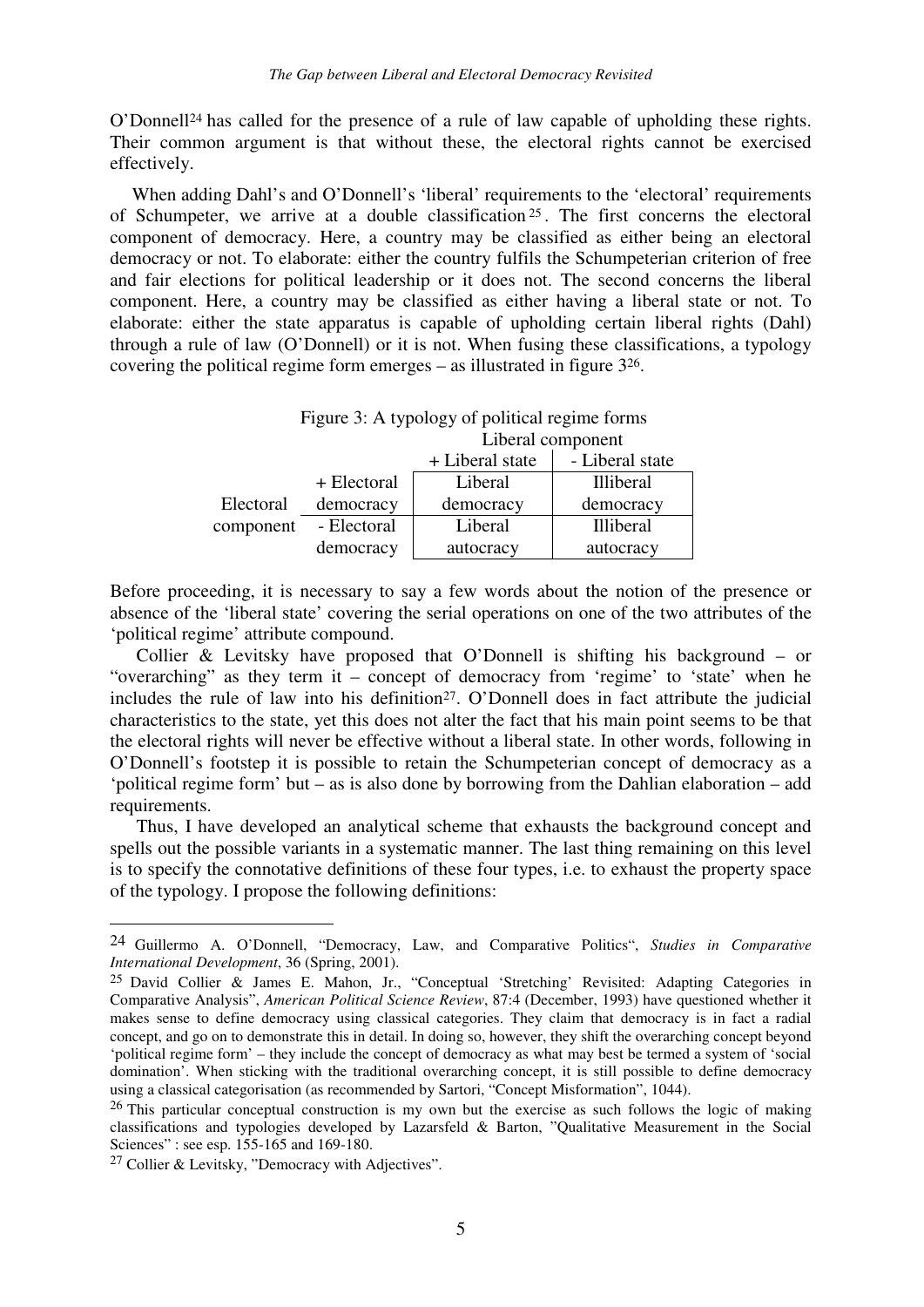O'Donnell[24] has called for the presence of a rule of law capable of upholding these rights. Their common argument is that without these, the electoral rights cannot be exercised effectively.

When adding Dahl's and O'Donnell's 'liberal' requirements to the 'electoral' requirements of Schumpeter, we arrive at a double classification[25]. The first concerns the electoral component of democracy. Here, a country may be classified as either being an electoral democracy or not. To elaborate: either the country fulfils the Schumpeterian criterion of free and fair elections for political leadership or it does not. The second concerns the liberal component. Here, a country may be classified as either having a liberal state or not. To elaborate: either the state apparatus is capable of upholding certain liberal rights (Dahl) through a rule of law (O'Donnell) or it is not. When fusing these classifications, a typology covering the political regime form emerges – as illustrated in figure 3[26].

Figure 3: A typology of political regime forms

| | | Liberal component | |
|---|---|---|---|
| | | + Liberal state | - Liberal state |
| Electoral component | + Electoral democracy | Liberal democracy | Illiberal democracy |
| | - Electoral democracy | Liberal autocracy | Illiberal autocracy |

Before proceeding, it is necessary to say a few words about the notion of the presence or absence of the 'liberal state' covering the serial operations on one of the two attributes of the 'political regime' attribute compound.

Collier & Levitsky have proposed that O'Donnell is shifting his background – or "overarching" as they term it – concept of democracy from 'regime' to 'state' when he includes the rule of law into his definition[27]. O'Donnell does in fact attribute the judicial characteristics to the state, yet this does not alter the fact that his main point seems to be that the electoral rights will never be effective without a liberal state. In other words, following in O'Donnell's footstep it is possible to retain the Schumpeterian concept of democracy as a 'political regime form' but – as is also done by borrowing from the Dahlian elaboration – add requirements.

Thus, I have developed an analytical scheme that exhausts the background concept and spells out the possible variants in a systematic manner. The last thing remaining on this level is to specify the connotative definitions of these four types, i.e. to exhaust the property space of the typology. I propose the following definitions:

---

[24] Guillermo A. O'Donnell, "Democracy, Law, and Comparative Politics", *Studies in Comparative International Development*, 36 (Spring, 2001).

[25] David Collier & James E. Mahon, Jr., "Conceptual 'Stretching' Revisited: Adapting Categories in Comparative Analysis", *American Political Science Review*, 87:4 (December, 1993) have questioned whether it makes sense to define democracy using classical categories. They claim that democracy is in fact a radial concept, and go on to demonstrate this in detail. In doing so, however, they shift the overarching concept beyond 'political regime form' – they include the concept of democracy as what may best be termed a system of 'social domination'. When sticking with the traditional overarching concept, it is still possible to define democracy using a classical categorisation (as recommended by Sartori, "Concept Misformation", 1044).

[26] This particular conceptual construction is my own but the exercise as such follows the logic of making classifications and typologies developed by Lazarsfeld & Barton, "Qualitative Measurement in the Social Sciences" : see esp. 155-165 and 169-180.

[27] Collier & Levitsky, "Democracy with Adjectives".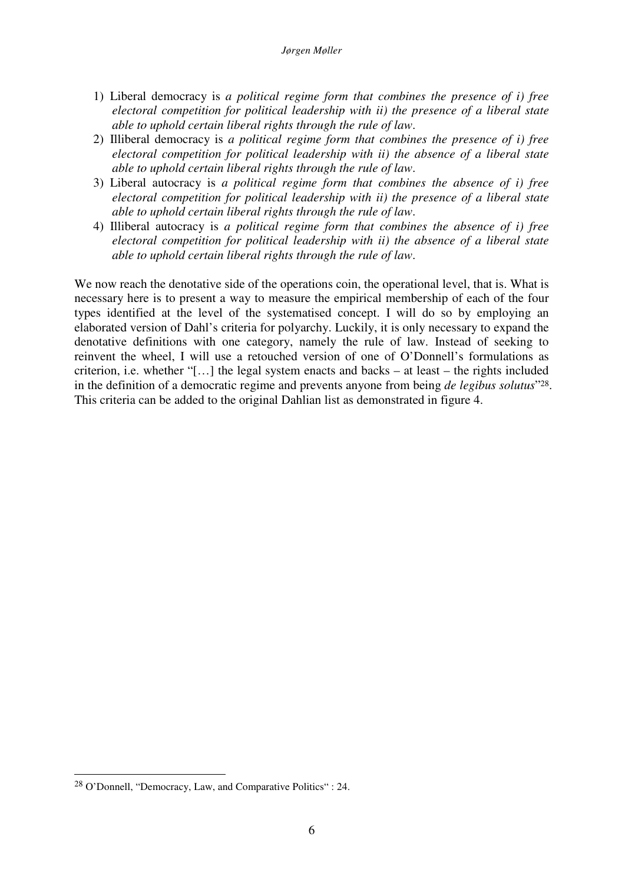1) Liberal democracy is *a political regime form that combines the presence of i) free electoral competition for political leadership with ii) the presence of a liberal state able to uphold certain liberal rights through the rule of law*.
2) Illiberal democracy is *a political regime form that combines the presence of i) free electoral competition for political leadership with ii) the absence of a liberal state able to uphold certain liberal rights through the rule of law*.
3) Liberal autocracy is *a political regime form that combines the absence of i) free electoral competition for political leadership with ii) the presence of a liberal state able to uphold certain liberal rights through the rule of law*.
4) Illiberal autocracy is *a political regime form that combines the absence of i) free electoral competition for political leadership with ii) the absence of a liberal state able to uphold certain liberal rights through the rule of law*.

We now reach the denotative side of the operations coin, the operational level, that is. What is necessary here is to present a way to measure the empirical membership of each of the four types identified at the level of the systematised concept. I will do so by employing an elaborated version of Dahl's criteria for polyarchy. Luckily, it is only necessary to expand the denotative definitions with one category, namely the rule of law. Instead of seeking to reinvent the wheel, I will use a retouched version of one of O'Donnell's formulations as criterion, i.e. whether "[…] the legal system enacts and backs – at least – the rights included in the definition of a democratic regime and prevents anyone from being *de legibus solutus*"[28]. This criteria can be added to the original Dahlian list as demonstrated in figure 4.

---

[28] O'Donnell, "Democracy, Law, and Comparative Politics" : 24.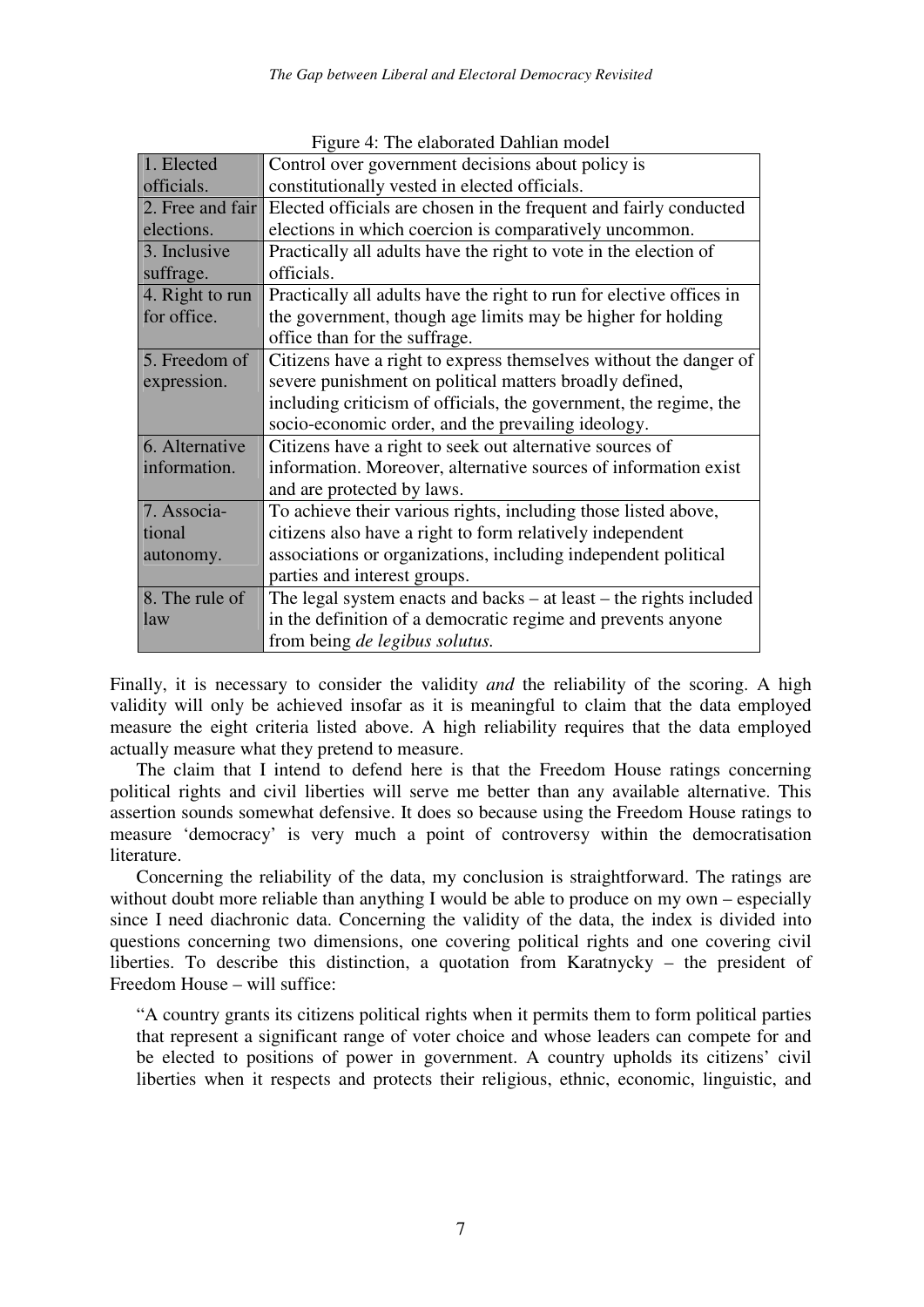Figure 4: The elaborated Dahlian model

| | |
|---|---|
| 1. Elected officials. | Control over government decisions about policy is constitutionally vested in elected officials. |
| 2. Free and fair elections. | Elected officials are chosen in the frequent and fairly conducted elections in which coercion is comparatively uncommon. |
| 3. Inclusive suffrage. | Practically all adults have the right to vote in the election of officials. |
| 4. Right to run for office. | Practically all adults have the right to run for elective offices in the government, though age limits may be higher for holding office than for the suffrage. |
| 5. Freedom of expression. | Citizens have a right to express themselves without the danger of severe punishment on political matters broadly defined, including criticism of officials, the government, the regime, the socio-economic order, and the prevailing ideology. |
| 6. Alternative information. | Citizens have a right to seek out alternative sources of information. Moreover, alternative sources of information exist and are protected by laws. |
| 7. Associa-tional autonomy. | To achieve their various rights, including those listed above, citizens also have a right to form relatively independent associations or organizations, including independent political parties and interest groups. |
| 8. The rule of law | The legal system enacts and backs – at least – the rights included in the definition of a democratic regime and prevents anyone from being *de legibus solutus.* |

Finally, it is necessary to consider the validity *and* the reliability of the scoring. A high validity will only be achieved insofar as it is meaningful to claim that the data employed measure the eight criteria listed above. A high reliability requires that the data employed actually measure what they pretend to measure.

The claim that I intend to defend here is that the Freedom House ratings concerning political rights and civil liberties will serve me better than any available alternative. This assertion sounds somewhat defensive. It does so because using the Freedom House ratings to measure 'democracy' is very much a point of controversy within the democratisation literature.

Concerning the reliability of the data, my conclusion is straightforward. The ratings are without doubt more reliable than anything I would be able to produce on my own – especially since I need diachronic data. Concerning the validity of the data, the index is divided into questions concerning two dimensions, one covering political rights and one covering civil liberties. To describe this distinction, a quotation from Karatnycky – the president of Freedom House – will suffice:

> "A country grants its citizens political rights when it permits them to form political parties that represent a significant range of voter choice and whose leaders can compete for and be elected to positions of power in government. A country upholds its citizens' civil liberties when it respects and protects their religious, ethnic, economic, linguistic, and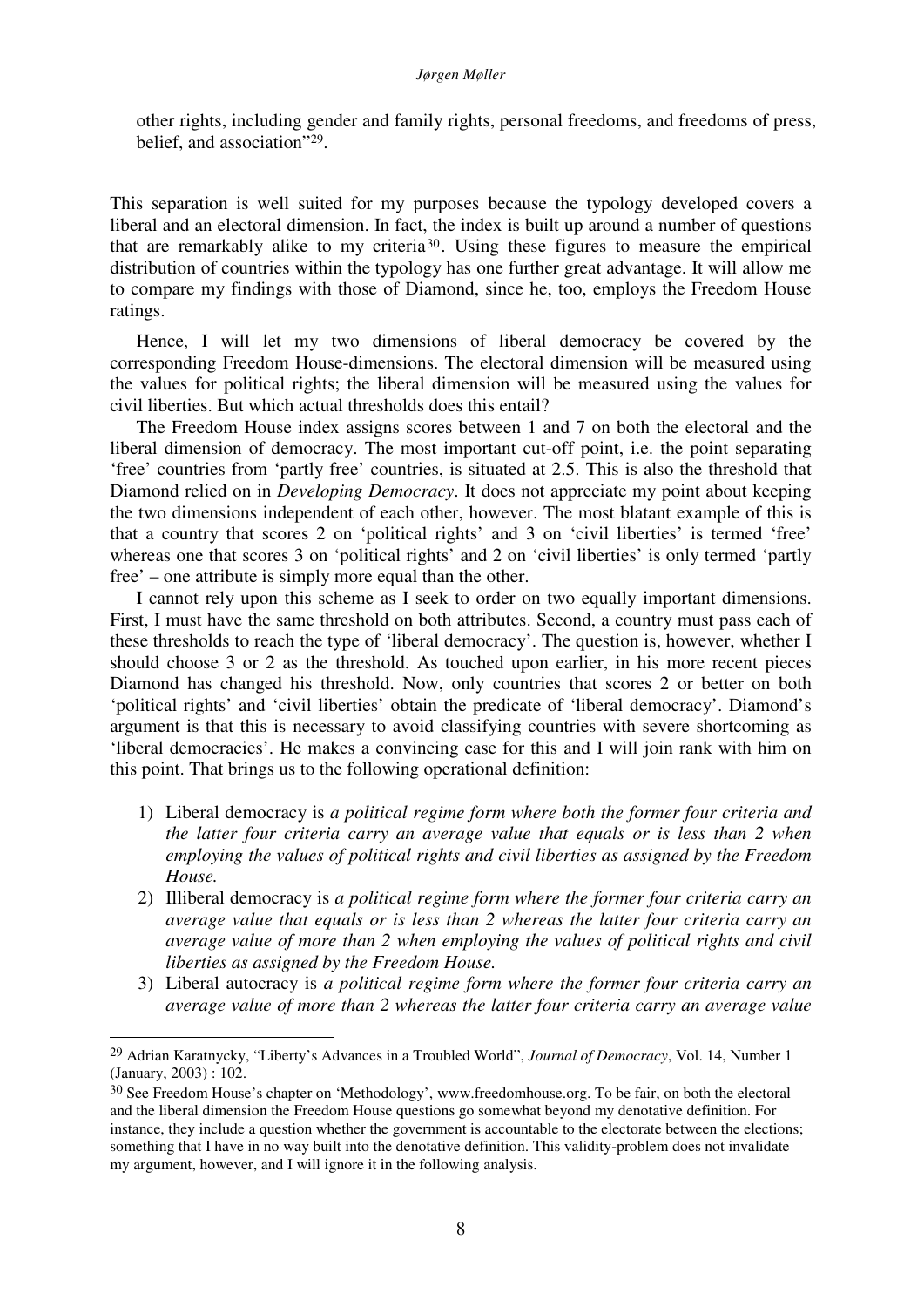other rights, including gender and family rights, personal freedoms, and freedoms of press, belief, and association"[29].

This separation is well suited for my purposes because the typology developed covers a liberal and an electoral dimension. In fact, the index is built up around a number of questions that are remarkably alike to my criteria[30]. Using these figures to measure the empirical distribution of countries within the typology has one further great advantage. It will allow me to compare my findings with those of Diamond, since he, too, employs the Freedom House ratings.

Hence, I will let my two dimensions of liberal democracy be covered by the corresponding Freedom House-dimensions. The electoral dimension will be measured using the values for political rights; the liberal dimension will be measured using the values for civil liberties. But which actual thresholds does this entail?

The Freedom House index assigns scores between 1 and 7 on both the electoral and the liberal dimension of democracy. The most important cut-off point, i.e. the point separating 'free' countries from 'partly free' countries, is situated at 2.5. This is also the threshold that Diamond relied on in *Developing Democracy*. It does not appreciate my point about keeping the two dimensions independent of each other, however. The most blatant example of this is that a country that scores 2 on 'political rights' and 3 on 'civil liberties' is termed 'free' whereas one that scores 3 on 'political rights' and 2 on 'civil liberties' is only termed 'partly free' – one attribute is simply more equal than the other.

I cannot rely upon this scheme as I seek to order on two equally important dimensions. First, I must have the same threshold on both attributes. Second, a country must pass each of these thresholds to reach the type of 'liberal democracy'. The question is, however, whether I should choose 3 or 2 as the threshold. As touched upon earlier, in his more recent pieces Diamond has changed his threshold. Now, only countries that scores 2 or better on both 'political rights' and 'civil liberties' obtain the predicate of 'liberal democracy'. Diamond's argument is that this is necessary to avoid classifying countries with severe shortcoming as 'liberal democracies'. He makes a convincing case for this and I will join rank with him on this point. That brings us to the following operational definition:

1) Liberal democracy is *a political regime form where both the former four criteria and the latter four criteria carry an average value that equals or is less than 2 when employing the values of political rights and civil liberties as assigned by the Freedom House.*
2) Illiberal democracy is *a political regime form where the former four criteria carry an average value that equals or is less than 2 whereas the latter four criteria carry an average value of more than 2 when employing the values of political rights and civil liberties as assigned by the Freedom House.*
3) Liberal autocracy is *a political regime form where the former four criteria carry an average value of more than 2 whereas the latter four criteria carry an average value*

---

[29] Adrian Karatnycky, "Liberty's Advances in a Troubled World", *Journal of Democracy*, Vol. 14, Number 1 (January, 2003) : 102.

[30] See Freedom House's chapter on 'Methodology', www.freedomhouse.org. To be fair, on both the electoral and the liberal dimension the Freedom House questions go somewhat beyond my denotative definition. For instance, they include a question whether the government is accountable to the electorate between the elections; something that I have in no way built into the denotative definition. This validity-problem does not invalidate my argument, however, and I will ignore it in the following analysis.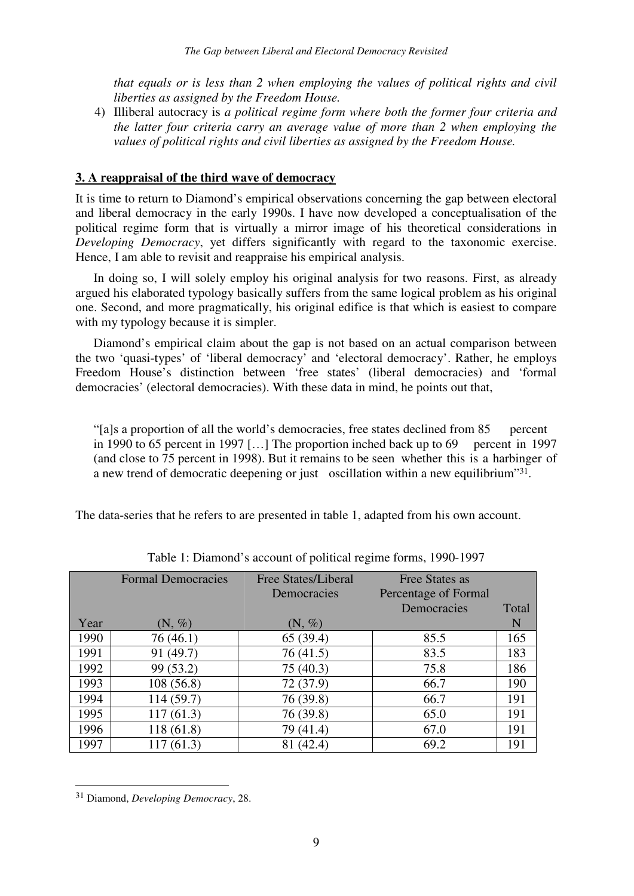*that equals or is less than 2 when employing the values of political rights and civil liberties as assigned by the Freedom House.*

4) Illiberal autocracy is *a political regime form where both the former four criteria and the latter four criteria carry an average value of more than 2 when employing the values of political rights and civil liberties as assigned by the Freedom House.*

## 3. A reappraisal of the third wave of democracy

It is time to return to Diamond's empirical observations concerning the gap between electoral and liberal democracy in the early 1990s. I have now developed a conceptualisation of the political regime form that is virtually a mirror image of his theoretical considerations in *Developing Democracy*, yet differs significantly with regard to the taxonomic exercise. Hence, I am able to revisit and reappraise his empirical analysis.

In doing so, I will solely employ his original analysis for two reasons. First, as already argued his elaborated typology basically suffers from the same logical problem as his original one. Second, and more pragmatically, his original edifice is that which is easiest to compare with my typology because it is simpler.

Diamond's empirical claim about the gap is not based on an actual comparison between the two 'quasi-types' of 'liberal democracy' and 'electoral democracy'. Rather, he employs Freedom House's distinction between 'free states' (liberal democracies) and 'formal democracies' (electoral democracies). With these data in mind, he points out that,

> "[a]s a proportion of all the world's democracies, free states declined from 85 percent in 1990 to 65 percent in 1997 […] The proportion inched back up to 69 percent in 1997 (and close to 75 percent in 1998). But it remains to be seen whether this is a harbinger of a new trend of democratic deepening or just oscillation within a new equilibrium"[31].

The data-series that he refers to are presented in table 1, adapted from his own account.

Table 1: Diamond's account of political regime forms, 1990-1997

| Year | Formal Democracies (N, %) | Free States/Liberal Democracies (N, %) | Free States as Percentage of Formal Democracies | Total N |
|---|---|---|---|---|
| 1990 | 76 (46.1) | 65 (39.4) | 85.5 | 165 |
| 1991 | 91 (49.7) | 76 (41.5) | 83.5 | 183 |
| 1992 | 99 (53.2) | 75 (40.3) | 75.8 | 186 |
| 1993 | 108 (56.8) | 72 (37.9) | 66.7 | 190 |
| 1994 | 114 (59.7) | 76 (39.8) | 66.7 | 191 |
| 1995 | 117 (61.3) | 76 (39.8) | 65.0 | 191 |
| 1996 | 118 (61.8) | 79 (41.4) | 67.0 | 191 |
| 1997 | 117 (61.3) | 81 (42.4) | 69.2 | 191 |

[31] Diamond, *Developing Democracy*, 28.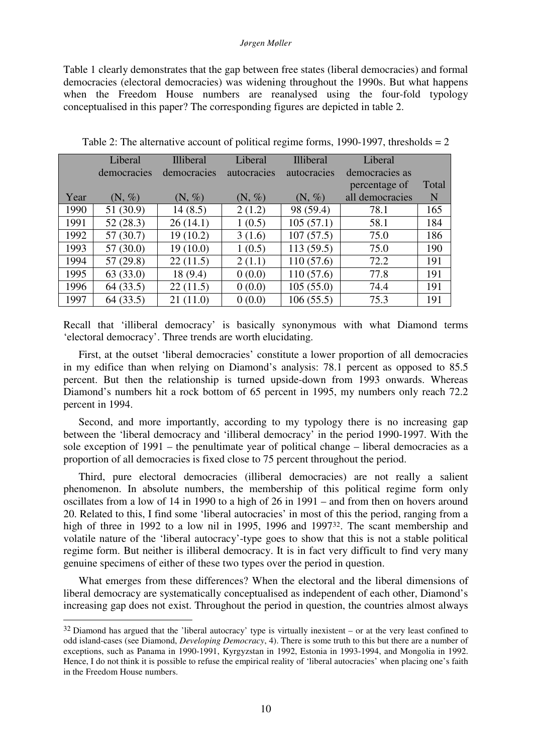Table 1 clearly demonstrates that the gap between free states (liberal democracies) and formal democracies (electoral democracies) was widening throughout the 1990s. But what happens when the Freedom House numbers are reanalysed using the four-fold typology conceptualised in this paper? The corresponding figures are depicted in table 2.

Table 2: The alternative account of political regime forms, 1990-1997, thresholds = 2

| Year | Liberal democracies (N, %) | Illiberal democracies (N, %) | Liberal autocracies (N, %) | Illiberal autocracies (N, %) | Liberal democracies as percentage of all democracies | Total N |
|---|---|---|---|---|---|---|
| 1990 | 51 (30.9) | 14 (8.5) | 2 (1.2) | 98 (59.4) | 78.1 | 165 |
| 1991 | 52 (28.3) | 26 (14.1) | 1 (0.5) | 105 (57.1) | 58.1 | 184 |
| 1992 | 57 (30.7) | 19 (10.2) | 3 (1.6) | 107 (57.5) | 75.0 | 186 |
| 1993 | 57 (30.0) | 19 (10.0) | 1 (0.5) | 113 (59.5) | 75.0 | 190 |
| 1994 | 57 (29.8) | 22 (11.5) | 2 (1.1) | 110 (57.6) | 72.2 | 191 |
| 1995 | 63 (33.0) | 18 (9.4) | 0 (0.0) | 110 (57.6) | 77.8 | 191 |
| 1996 | 64 (33.5) | 22 (11.5) | 0 (0.0) | 105 (55.0) | 74.4 | 191 |
| 1997 | 64 (33.5) | 21 (11.0) | 0 (0.0) | 106 (55.5) | 75.3 | 191 |

Recall that 'illiberal democracy' is basically synonymous with what Diamond terms 'electoral democracy'. Three trends are worth elucidating.

First, at the outset 'liberal democracies' constitute a lower proportion of all democracies in my edifice than when relying on Diamond's analysis: 78.1 percent as opposed to 85.5 percent. But then the relationship is turned upside-down from 1993 onwards. Whereas Diamond's numbers hit a rock bottom of 65 percent in 1995, my numbers only reach 72.2 percent in 1994.

Second, and more importantly, according to my typology there is no increasing gap between the 'liberal democracy and 'illiberal democracy' in the period 1990-1997. With the sole exception of 1991 – the penultimate year of political change – liberal democracies as a proportion of all democracies is fixed close to 75 percent throughout the period.

Third, pure electoral democracies (illiberal democracies) are not really a salient phenomenon. In absolute numbers, the membership of this political regime form only oscillates from a low of 14 in 1990 to a high of 26 in 1991 – and from then on hovers around 20. Related to this, I find some 'liberal autocracies' in most of this the period, ranging from a high of three in 1992 to a low nil in 1995, 1996 and 1997[32]. The scant membership and volatile nature of the 'liberal autocracy'-type goes to show that this is not a stable political regime form. But neither is illiberal democracy. It is in fact very difficult to find very many genuine specimens of either of these two types over the period in question.

What emerges from these differences? When the electoral and the liberal dimensions of liberal democracy are systematically conceptualised as independent of each other, Diamond's increasing gap does not exist. Throughout the period in question, the countries almost always

[32] Diamond has argued that the 'liberal autocracy' type is virtually inexistent – or at the very least confined to odd island-cases (see Diamond, *Developing Democracy*, 4). There is some truth to this but there are a number of exceptions, such as Panama in 1990-1991, Kyrgyzstan in 1992, Estonia in 1993-1994, and Mongolia in 1992. Hence, I do not think it is possible to refuse the empirical reality of 'liberal autocracies' when placing one's faith in the Freedom House numbers.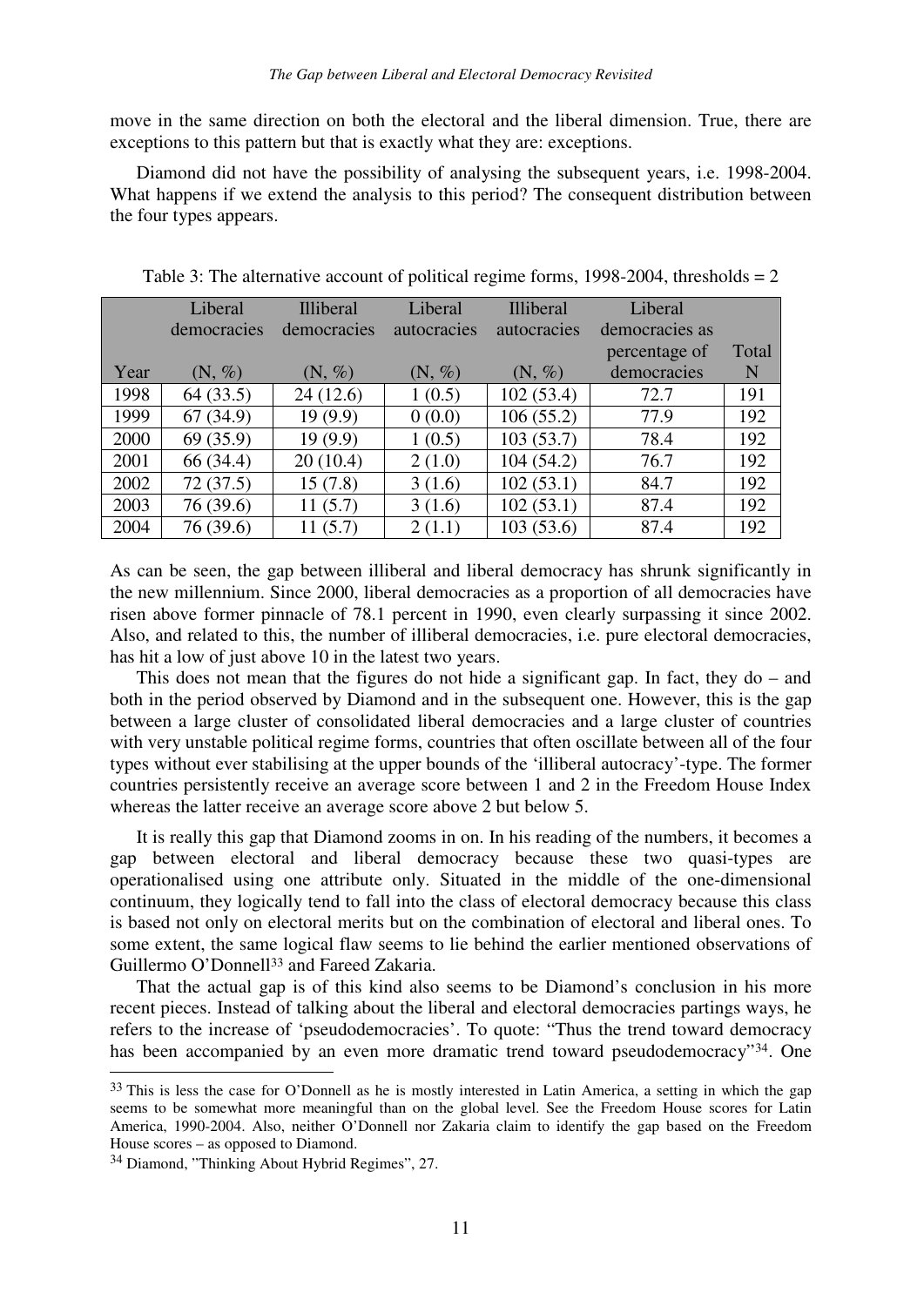move in the same direction on both the electoral and the liberal dimension. True, there are exceptions to this pattern but that is exactly what they are: exceptions.

Diamond did not have the possibility of analysing the subsequent years, i.e. 1998-2004. What happens if we extend the analysis to this period? The consequent distribution between the four types appears.

Table 3: The alternative account of political regime forms, 1998-2004, thresholds = 2

| Year | Liberal democracies (N, %) | Illiberal democracies (N, %) | Liberal autocracies (N, %) | Illiberal autocracies (N, %) | Liberal democracies as percentage of democracies | Total N |
|---|---|---|---|---|---|---|
| 1998 | 64 (33.5) | 24 (12.6) | 1 (0.5) | 102 (53.4) | 72.7 | 191 |
| 1999 | 67 (34.9) | 19 (9.9) | 0 (0.0) | 106 (55.2) | 77.9 | 192 |
| 2000 | 69 (35.9) | 19 (9.9) | 1 (0.5) | 103 (53.7) | 78.4 | 192 |
| 2001 | 66 (34.4) | 20 (10.4) | 2 (1.0) | 104 (54.2) | 76.7 | 192 |
| 2002 | 72 (37.5) | 15 (7.8) | 3 (1.6) | 102 (53.1) | 84.7 | 192 |
| 2003 | 76 (39.6) | 11 (5.7) | 3 (1.6) | 102 (53.1) | 87.4 | 192 |
| 2004 | 76 (39.6) | 11 (5.7) | 2 (1.1) | 103 (53.6) | 87.4 | 192 |

As can be seen, the gap between illiberal and liberal democracy has shrunk significantly in the new millennium. Since 2000, liberal democracies as a proportion of all democracies have risen above former pinnacle of 78.1 percent in 1990, even clearly surpassing it since 2002. Also, and related to this, the number of illiberal democracies, i.e. pure electoral democracies, has hit a low of just above 10 in the latest two years.

This does not mean that the figures do not hide a significant gap. In fact, they do – and both in the period observed by Diamond and in the subsequent one. However, this is the gap between a large cluster of consolidated liberal democracies and a large cluster of countries with very unstable political regime forms, countries that often oscillate between all of the four types without ever stabilising at the upper bounds of the 'illiberal autocracy'-type. The former countries persistently receive an average score between 1 and 2 in the Freedom House Index whereas the latter receive an average score above 2 but below 5.

It is really this gap that Diamond zooms in on. In his reading of the numbers, it becomes a gap between electoral and liberal democracy because these two quasi-types are operationalised using one attribute only. Situated in the middle of the one-dimensional continuum, they logically tend to fall into the class of electoral democracy because this class is based not only on electoral merits but on the combination of electoral and liberal ones. To some extent, the same logical flaw seems to lie behind the earlier mentioned observations of Guillermo O'Donnell[33] and Fareed Zakaria.

That the actual gap is of this kind also seems to be Diamond's conclusion in his more recent pieces. Instead of talking about the liberal and electoral democracies partings ways, he refers to the increase of 'pseudodemocracies'. To quote: "Thus the trend toward democracy has been accompanied by an even more dramatic trend toward pseudodemocracy"[34]. One

[33] This is less the case for O'Donnell as he is mostly interested in Latin America, a setting in which the gap seems to be somewhat more meaningful than on the global level. See the Freedom House scores for Latin America, 1990-2004. Also, neither O'Donnell nor Zakaria claim to identify the gap based on the Freedom House scores – as opposed to Diamond.

[34] Diamond, "Thinking About Hybrid Regimes", 27.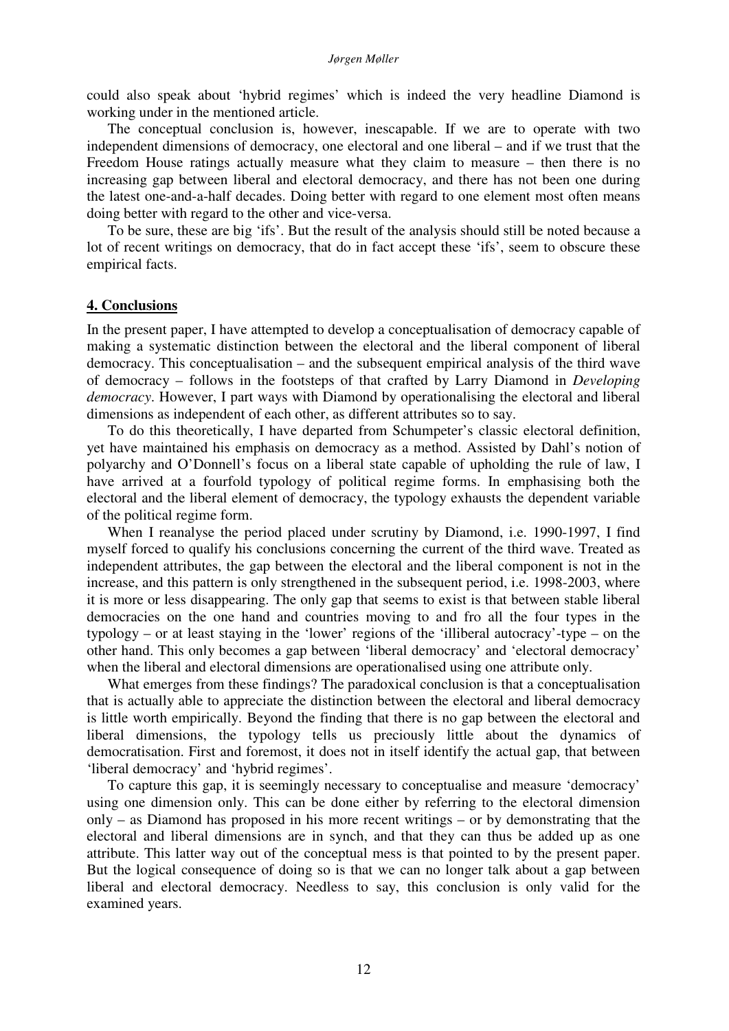could also speak about 'hybrid regimes' which is indeed the very headline Diamond is working under in the mentioned article.

The conceptual conclusion is, however, inescapable. If we are to operate with two independent dimensions of democracy, one electoral and one liberal – and if we trust that the Freedom House ratings actually measure what they claim to measure – then there is no increasing gap between liberal and electoral democracy, and there has not been one during the latest one-and-a-half decades. Doing better with regard to one element most often means doing better with regard to the other and vice-versa.

To be sure, these are big 'ifs'. But the result of the analysis should still be noted because a lot of recent writings on democracy, that do in fact accept these 'ifs', seem to obscure these empirical facts.

## 4. Conclusions

In the present paper, I have attempted to develop a conceptualisation of democracy capable of making a systematic distinction between the electoral and the liberal component of liberal democracy. This conceptualisation – and the subsequent empirical analysis of the third wave of democracy – follows in the footsteps of that crafted by Larry Diamond in *Developing democracy*. However, I part ways with Diamond by operationalising the electoral and liberal dimensions as independent of each other, as different attributes so to say.

To do this theoretically, I have departed from Schumpeter's classic electoral definition, yet have maintained his emphasis on democracy as a method. Assisted by Dahl's notion of polyarchy and O'Donnell's focus on a liberal state capable of upholding the rule of law, I have arrived at a fourfold typology of political regime forms. In emphasising both the electoral and the liberal element of democracy, the typology exhausts the dependent variable of the political regime form.

When I reanalyse the period placed under scrutiny by Diamond, i.e. 1990-1997, I find myself forced to qualify his conclusions concerning the current of the third wave. Treated as independent attributes, the gap between the electoral and the liberal component is not in the increase, and this pattern is only strengthened in the subsequent period, i.e. 1998-2003, where it is more or less disappearing. The only gap that seems to exist is that between stable liberal democracies on the one hand and countries moving to and fro all the four types in the typology – or at least staying in the 'lower' regions of the 'illiberal autocracy'-type – on the other hand. This only becomes a gap between 'liberal democracy' and 'electoral democracy' when the liberal and electoral dimensions are operationalised using one attribute only.

What emerges from these findings? The paradoxical conclusion is that a conceptualisation that is actually able to appreciate the distinction between the electoral and liberal democracy is little worth empirically. Beyond the finding that there is no gap between the electoral and liberal dimensions, the typology tells us preciously little about the dynamics of democratisation. First and foremost, it does not in itself identify the actual gap, that between 'liberal democracy' and 'hybrid regimes'.

To capture this gap, it is seemingly necessary to conceptualise and measure 'democracy' using one dimension only. This can be done either by referring to the electoral dimension only – as Diamond has proposed in his more recent writings – or by demonstrating that the electoral and liberal dimensions are in synch, and that they can thus be added up as one attribute. This latter way out of the conceptual mess is that pointed to by the present paper. But the logical consequence of doing so is that we can no longer talk about a gap between liberal and electoral democracy. Needless to say, this conclusion is only valid for the examined years.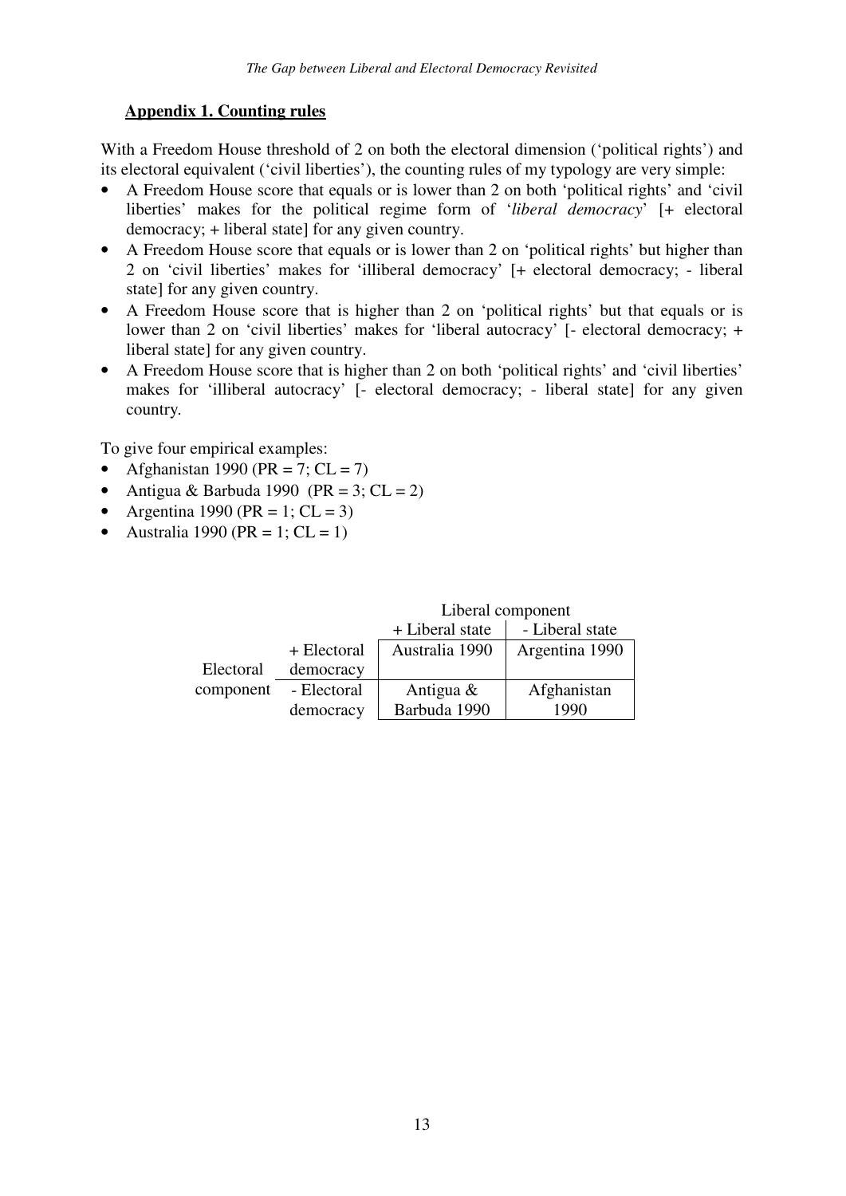## Appendix 1. Counting rules

With a Freedom House threshold of 2 on both the electoral dimension ('political rights') and its electoral equivalent ('civil liberties'), the counting rules of my typology are very simple:

- A Freedom House score that equals or is lower than 2 on both 'political rights' and 'civil liberties' makes for the political regime form of '*liberal democracy*' [+ electoral democracy; + liberal state] for any given country.
- A Freedom House score that equals or is lower than 2 on 'political rights' but higher than 2 on 'civil liberties' makes for 'illiberal democracy' [+ electoral democracy; - liberal state] for any given country.
- A Freedom House score that is higher than 2 on 'political rights' but that equals or is lower than 2 on 'civil liberties' makes for 'liberal autocracy' [- electoral democracy; + liberal state] for any given country.
- A Freedom House score that is higher than 2 on both 'political rights' and 'civil liberties' makes for 'illiberal autocracy' [- electoral democracy; - liberal state] for any given country.

To give four empirical examples:

- Afghanistan 1990 (PR = 7; CL = 7)
- Antigua & Barbuda 1990 (PR = 3; CL = 2)
- Argentina 1990 (PR = 1; CL = 3)
- Australia 1990 (PR = 1; CL = 1)

| | | Liberal component | |
|---|---|---|---|
| | | + Liberal state | - Liberal state |
| Electoral component | + Electoral democracy | Australia 1990 | Argentina 1990 |
| | - Electoral democracy | Antigua & Barbuda 1990 | Afghanistan 1990 |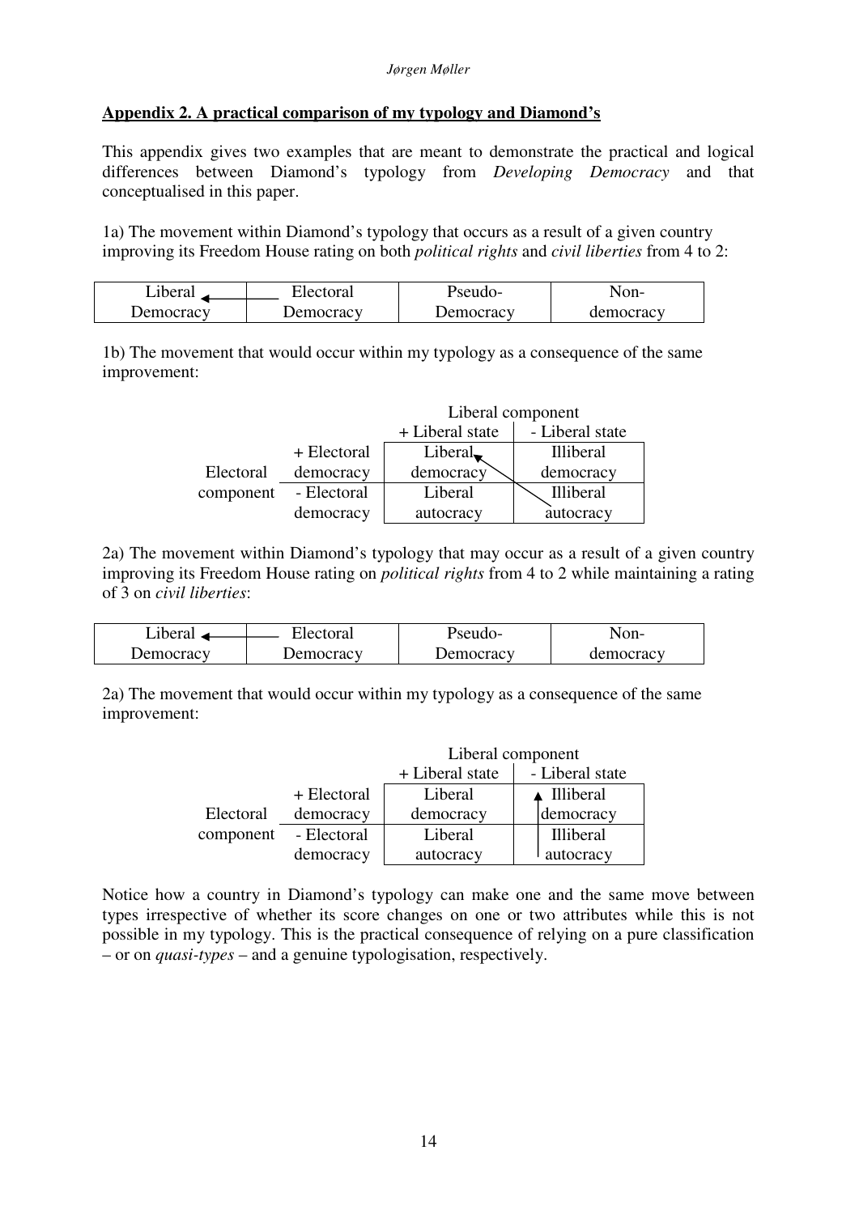## Appendix 2. A practical comparison of my typology and Diamond's

This appendix gives two examples that are meant to demonstrate the practical and logical differences between Diamond's typology from *Developing Democracy* and that conceptualised in this paper.

1a) The movement within Diamond's typology that occurs as a result of a given country improving its Freedom House rating on both *political rights* and *civil liberties* from 4 to 2:

| Liberal Democracy ← | Electoral Democracy | Pseudo-Democracy | Non-democracy |
|---|---|---|---|

1b) The movement that would occur within my typology as a consequence of the same improvement:

| | | Liberal component | |
|---|---|---|---|
| | | + Liberal state | - Liberal state |
| Electoral component | + Electoral democracy | Liberal democracy ↖ | Illiberal democracy |
| | - Electoral democracy | Liberal autocracy | Illiberal autocracy |

2a) The movement within Diamond's typology that may occur as a result of a given country improving its Freedom House rating on *political rights* from 4 to 2 while maintaining a rating of 3 on *civil liberties*:

| Liberal Democracy ← | Electoral Democracy | Pseudo-Democracy | Non-democracy |
|---|---|---|---|

2a) The movement that would occur within my typology as a consequence of the same improvement:

| | | Liberal component | |
|---|---|---|---|
| | | + Liberal state | - Liberal state |
| Electoral component | + Electoral democracy | Liberal democracy | ↑ Illiberal democracy |
| | - Electoral democracy | Liberal autocracy | Illiberal autocracy |

Notice how a country in Diamond's typology can make one and the same move between types irrespective of whether its score changes on one or two attributes while this is not possible in my typology. This is the practical consequence of relying on a pure classification – or on *quasi-types* – and a genuine typologisation, respectively.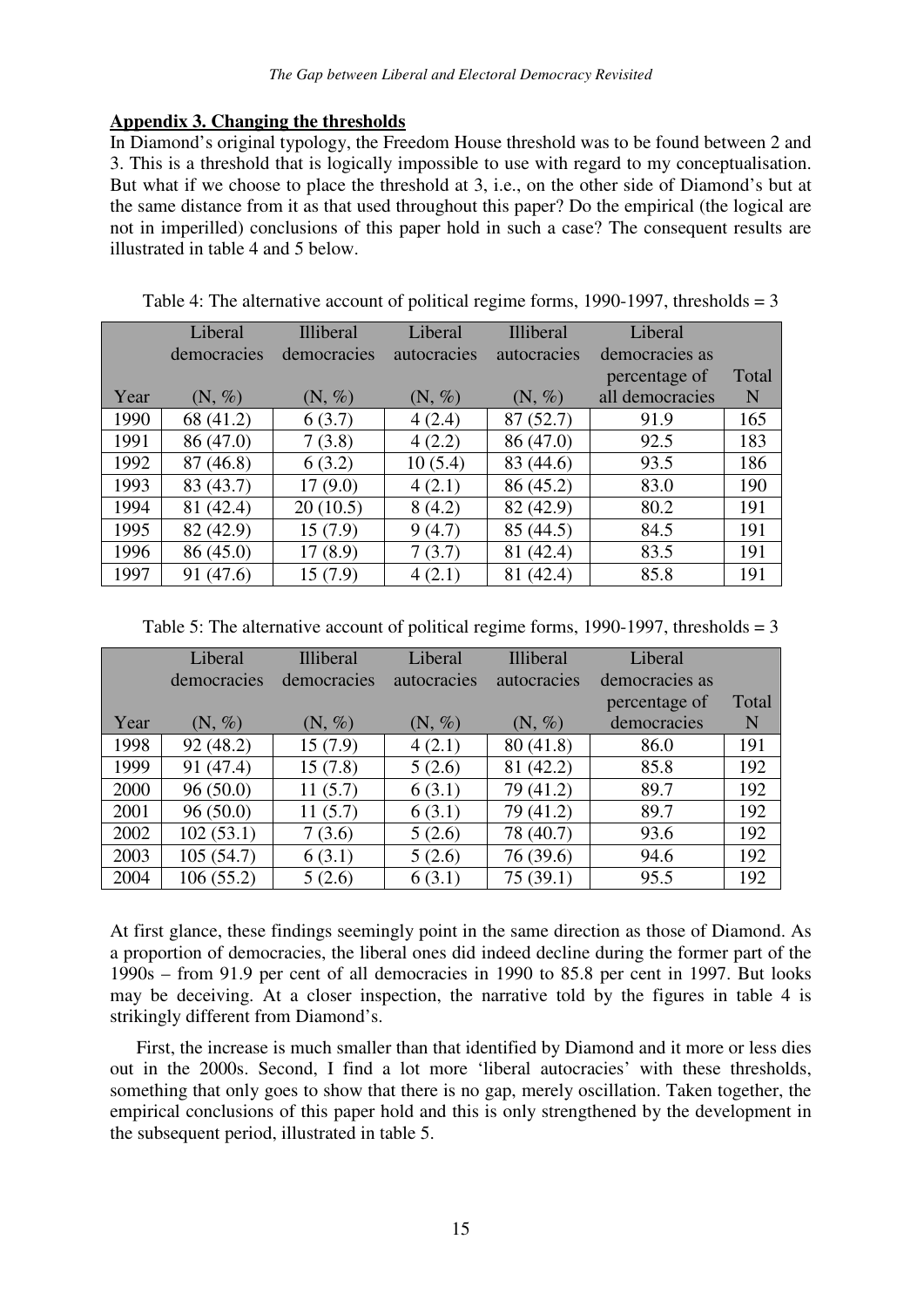## Appendix 3. Changing the thresholds

In Diamond's original typology, the Freedom House threshold was to be found between 2 and 3. This is a threshold that is logically impossible to use with regard to my conceptualisation. But what if we choose to place the threshold at 3, i.e., on the other side of Diamond's but at the same distance from it as that used throughout this paper? Do the empirical (the logical are not in imperilled) conclusions of this paper hold in such a case? The consequent results are illustrated in table 4 and 5 below.

Table 4: The alternative account of political regime forms, 1990-1997, thresholds = 3

| Year | Liberal democracies (N, %) | Illiberal democracies (N, %) | Liberal autocracies (N, %) | Illiberal autocracies (N, %) | Liberal democracies as percentage of all democracies | Total N |
|---|---|---|---|---|---|---|
| 1990 | 68 (41.2) | 6 (3.7) | 4 (2.4) | 87 (52.7) | 91.9 | 165 |
| 1991 | 86 (47.0) | 7 (3.8) | 4 (2.2) | 86 (47.0) | 92.5 | 183 |
| 1992 | 87 (46.8) | 6 (3.2) | 10 (5.4) | 83 (44.6) | 93.5 | 186 |
| 1993 | 83 (43.7) | 17 (9.0) | 4 (2.1) | 86 (45.2) | 83.0 | 190 |
| 1994 | 81 (42.4) | 20 (10.5) | 8 (4.2) | 82 (42.9) | 80.2 | 191 |
| 1995 | 82 (42.9) | 15 (7.9) | 9 (4.7) | 85 (44.5) | 84.5 | 191 |
| 1996 | 86 (45.0) | 17 (8.9) | 7 (3.7) | 81 (42.4) | 83.5 | 191 |
| 1997 | 91 (47.6) | 15 (7.9) | 4 (2.1) | 81 (42.4) | 85.8 | 191 |

Table 5: The alternative account of political regime forms, 1990-1997, thresholds = 3

| Year | Liberal democracies (N, %) | Illiberal democracies (N, %) | Liberal autocracies (N, %) | Illiberal autocracies (N, %) | Liberal democracies as percentage of democracies | Total N |
|---|---|---|---|---|---|---|
| 1998 | 92 (48.2) | 15 (7.9) | 4 (2.1) | 80 (41.8) | 86.0 | 191 |
| 1999 | 91 (47.4) | 15 (7.8) | 5 (2.6) | 81 (42.2) | 85.8 | 192 |
| 2000 | 96 (50.0) | 11 (5.7) | 6 (3.1) | 79 (41.2) | 89.7 | 192 |
| 2001 | 96 (50.0) | 11 (5.7) | 6 (3.1) | 79 (41.2) | 89.7 | 192 |
| 2002 | 102 (53.1) | 7 (3.6) | 5 (2.6) | 78 (40.7) | 93.6 | 192 |
| 2003 | 105 (54.7) | 6 (3.1) | 5 (2.6) | 76 (39.6) | 94.6 | 192 |
| 2004 | 106 (55.2) | 5 (2.6) | 6 (3.1) | 75 (39.1) | 95.5 | 192 |

At first glance, these findings seemingly point in the same direction as those of Diamond. As a proportion of democracies, the liberal ones did indeed decline during the former part of the 1990s – from 91.9 per cent of all democracies in 1990 to 85.8 per cent in 1997. But looks may be deceiving. At a closer inspection, the narrative told by the figures in table 4 is strikingly different from Diamond's.

First, the increase is much smaller than that identified by Diamond and it more or less dies out in the 2000s. Second, I find a lot more 'liberal autocracies' with these thresholds, something that only goes to show that there is no gap, merely oscillation. Taken together, the empirical conclusions of this paper hold and this is only strengthened by the development in the subsequent period, illustrated in table 5.